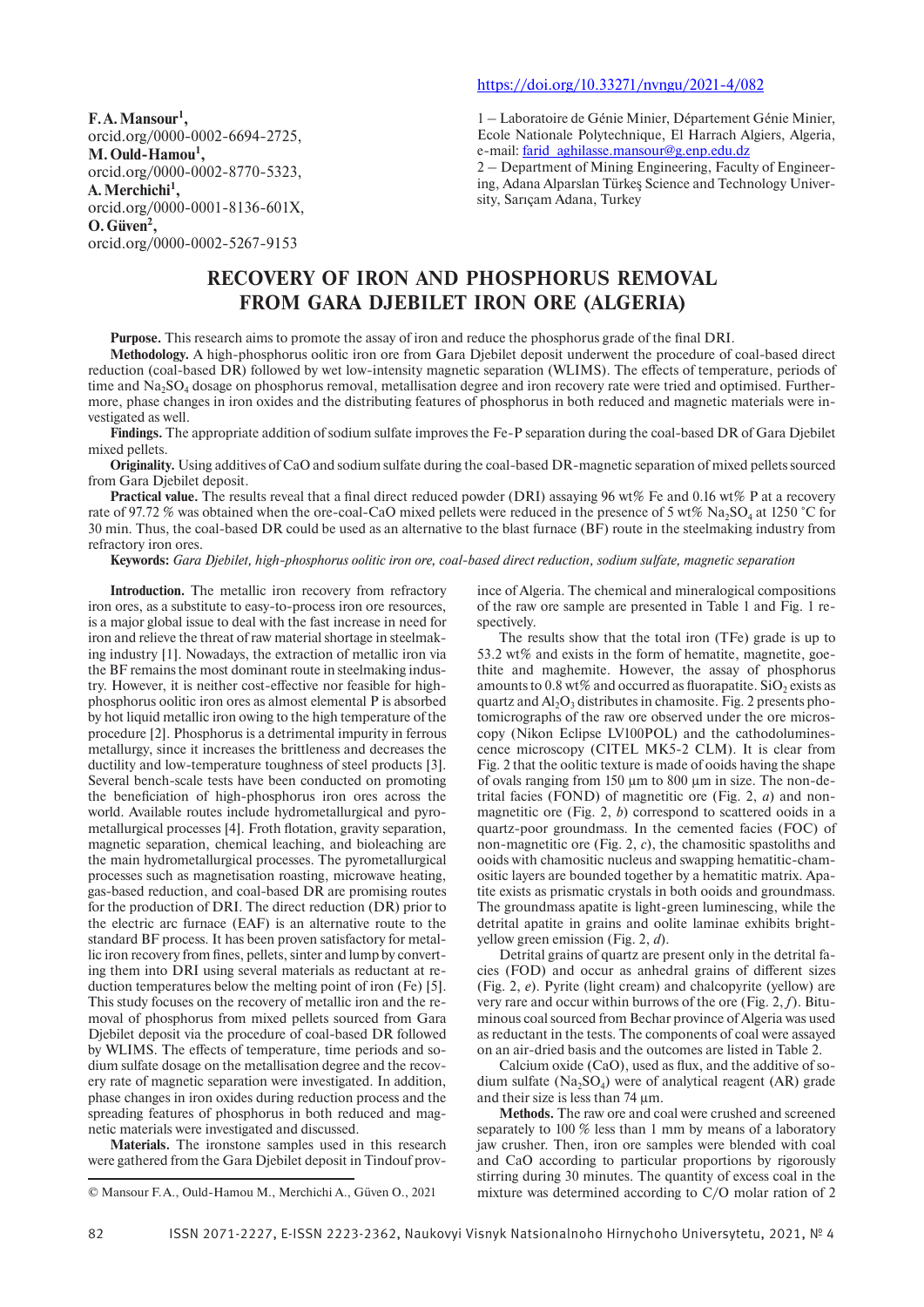https://doi.org/10.33271/nvngu/2021-4/082

**F. A. Mansour[1]**, orcid.org/0000-0002-6694-2725,
**M. Ould-Hamou[1]**, orcid.org/0000-0002-8770-5323,
**A. Merchichi[1]**, orcid.org/0000-0001-8136-601X,
**O. Güven[2]**, orcid.org/0000-0002-5267-9153

1 – Laboratoire de Génie Minier, Département Génie Minier, Ecole Nationale Polytechnique, El Harrach Algiers, Algeria, e-mail: farid_aghilasse.mansour@g.enp.edu.dz

2 – Department of Mining Engineering, Faculty of Engineering, Adana Alparslan Türkeş Science and Technology University, Sarıçam Adana, Turkey

# RECOVERY OF IRON AND PHOSPHORUS REMOVAL FROM GARA DJEBILET IRON ORE (ALGERIA)

**Purpose.** This research aims to promote the assay of iron and reduce the phosphorus grade of the final DRI.

**Methodology.** A high-phosphorus oolitic iron ore from Gara Djebilet deposit underwent the procedure of coal-based direct reduction (coal-based DR) followed by wet low-intensity magnetic separation (WLIMS). The effects of temperature, periods of time and $Na_2SO_4$ dosage on phosphorus removal, metallisation degree and iron recovery rate were tried and optimised. Furthermore, phase changes in iron oxides and the distributing features of phosphorus in both reduced and magnetic materials were investigated as well.

**Findings.** The appropriate addition of sodium sulfate improves the Fe-P separation during the coal-based DR of Gara Djebilet mixed pellets.

**Originality.** Using additives of CaO and sodium sulfate during the coal-based DR-magnetic separation of mixed pellets sourced from Gara Djebilet deposit.

**Practical value.** The results reveal that a final direct reduced powder (DRI) assaying 96 wt% Fe and 0.16 wt% P at a recovery rate of 97.72 % was obtained when the ore-coal-CaO mixed pellets were reduced in the presence of 5 wt% $Na_2SO_4$ at 1250 °C for 30 min. Thus, the coal-based DR could be used as an alternative to the blast furnace (BF) route in the steelmaking industry from refractory iron ores.

**Keywords:** *Gara Djebilet, high-phosphorus oolitic iron ore, coal-based direct reduction, sodium sulfate, magnetic separation*

**Introduction.** The metallic iron recovery from refractory iron ores, as a substitute to easy-to-process iron ore resources, is a major global issue to deal with the fast increase in need for iron and relieve the threat of raw material shortage in steelmaking industry [1]. Nowadays, the extraction of metallic iron via the BF remains the most dominant route in steelmaking industry. However, it is neither cost-effective nor feasible for high-phosphorus oolitic iron ores as almost elemental P is absorbed by hot liquid metallic iron owing to the high temperature of the procedure [2]. Phosphorus is a detrimental impurity in ferrous metallurgy, since it increases the brittleness and decreases the ductility and low-temperature toughness of steel products [3]. Several bench-scale tests have been conducted on promoting the beneficiation of high-phosphorus iron ores across the world. Available routes include hydrometallurgical and pyrometallurgical processes [4]. Froth flotation, gravity separation, magnetic separation, chemical leaching, and bioleaching are the main hydrometallurgical processes. The pyrometallurgical processes such as magnetisation roasting, microwave heating, gas-based reduction, and coal-based DR are promising routes for the production of DRI. The direct reduction (DR) prior to the electric arc furnace (EAF) is an alternative route to the standard BF process. It has been proven satisfactory for metallic iron recovery from fines, pellets, sinter and lump by converting them into DRI using several materials as reductant at reduction temperatures below the melting point of iron (Fe) [5]. This study focuses on the recovery of metallic iron and the removal of phosphorus from mixed pellets sourced from Gara Djebilet deposit via the procedure of coal-based DR followed by WLIMS. The effects of temperature, time periods and sodium sulfate dosage on the metallisation degree and the recovery rate of magnetic separation were investigated. In addition, phase changes in iron oxides during reduction process and the spreading features of phosphorus in both reduced and magnetic materials were investigated and discussed.

**Materials.** The ironstone samples used in this research were gathered from the Gara Djebilet deposit in Tindouf province of Algeria. The chemical and mineralogical compositions of the raw ore sample are presented in Table 1 and Fig. 1 respectively.

The results show that the total iron (TFe) grade is up to 53.2 wt% and exists in the form of hematite, magnetite, goethite and maghemite. However, the assay of phosphorus amounts to 0.8 wt% and occurred as fluorapatite. $SiO_2$ exists as quartz and $Al_2O_3$ distributes in chamosite. Fig. 2 presents photomicrographs of the raw ore observed under the ore microscopy (Nikon Eclipse LV100POL) and the cathodoluminescence microscopy (CITEL MK5-2 CLM). It is clear from Fig. 2 that the oolitic texture is made of ooids having the shape of ovals ranging from 150 μm to 800 μm in size. The non-detrital facies (FOND) of magnetitic ore (Fig. 2, *a*) and non-magnetitic ore (Fig. 2, *b*) correspond to scattered ooids in a quartz-poor groundmass. In the cemented facies (FOC) of non-magnetitic ore (Fig. 2, *c*), the chamositic spastoliths and ooids with chamositic nucleus and swapping hematitic-chamositic layers are bounded together by a hematitic matrix. Apatite exists as prismatic crystals in both ooids and groundmass. The groundmass apatite is light-green luminescing, while the detrital apatite in grains and oolite laminae exhibits bright-yellow green emission (Fig. 2, *d*).

Detrital grains of quartz are present only in the detrital facies (FOD) and occur as anhedral grains of different sizes (Fig. 2, *e*). Pyrite (light cream) and chalcopyrite (yellow) are very rare and occur within burrows of the ore (Fig. 2, *f*). Bituminous coal sourced from Bechar province of Algeria was used as reductant in the tests. The components of coal were assayed on an air-dried basis and the outcomes are listed in Table 2.

Calcium oxide (CaO), used as flux, and the additive of sodium sulfate ($Na_2SO_4$) were of analytical reagent (AR) grade and their size is less than 74 μm.

**Methods.** The raw ore and coal were crushed and screened separately to 100 % less than 1 mm by means of a laboratory jaw crusher. Then, iron ore samples were blended with coal and CaO according to particular proportions by rigorously stirring during 30 minutes. The quantity of excess coal in the mixture was determined according to C/O molar ration of 2

© Mansour F. A., Ould-Hamou M., Merchichi A., Güven O., 2021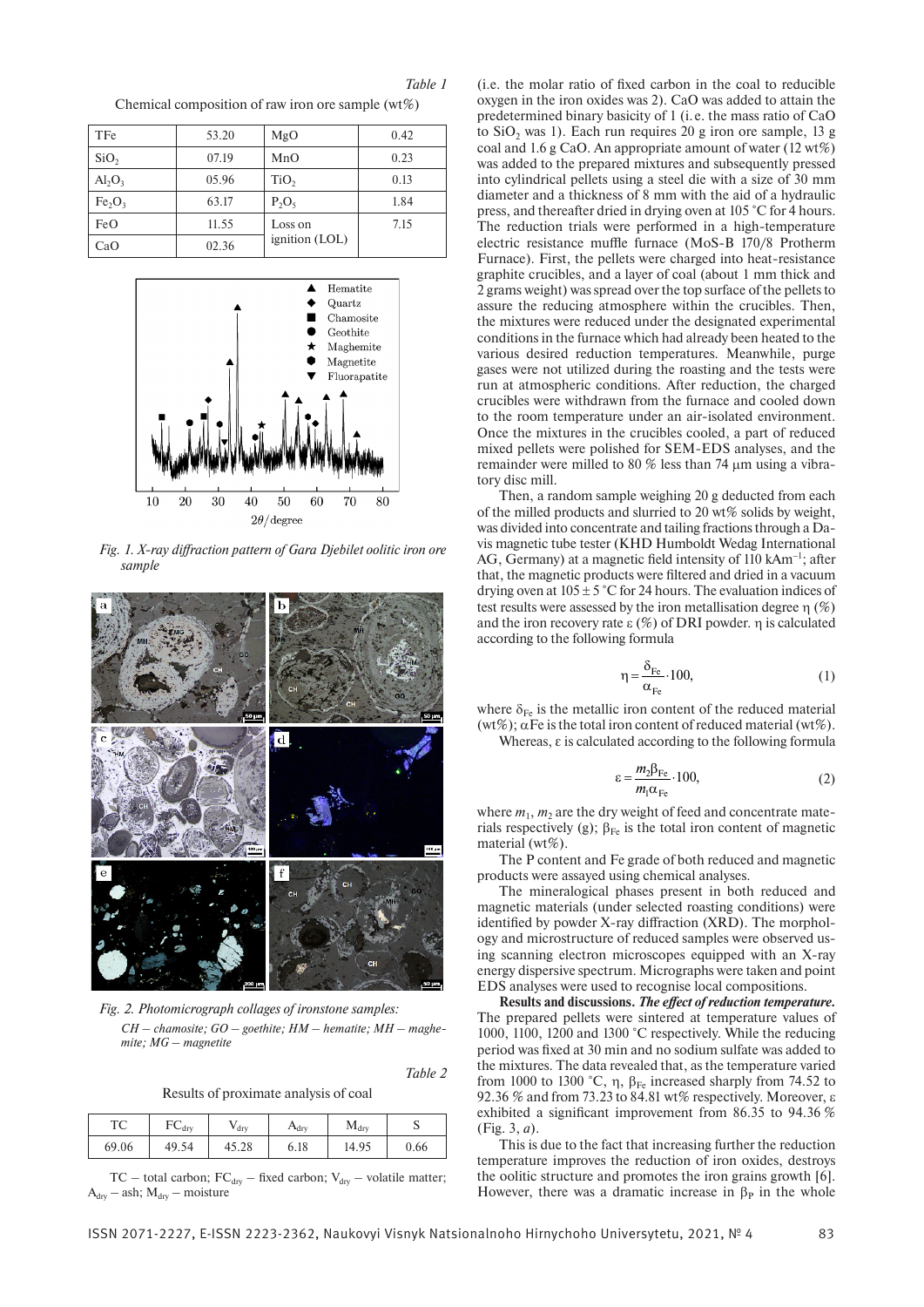Table 1

Chemical composition of raw iron ore sample (wt%)

| TFe | 53.20 | MgO | 0.42 |
|---|---|---|---|
| $SiO_2$ | 07.19 | MnO | 0.23 |
| $Al_2O_3$ | 05.96 | $TiO_2$ | 0.13 |
| $Fe_2O_3$ | 63.17 | $P_2O_5$ | 1.84 |
| FeO | 11.55 | Loss on ignition (LOL) | 7.15 |
| CaO | 02.36 | | |

*Fig. 1. X-ray diffraction pattern of Gara Djebilet oolitic iron ore sample*

*Fig. 2. Photomicrograph collages of ironstone samples: CH – chamosite; GO – goethite; HM – hematite; MH – maghemite; MG – magnetite*

Table 2

Results of proximate analysis of coal

| TC | $FC_{dry}$ | $V_{dry}$ | $A_{dry}$ | $M_{dry}$ | S |
|---|---|---|---|---|---|
| 69.06 | 49.54 | 45.28 | 6.18 | 14.95 | 0.66 |

TC – total carbon; $FC_{dry}$ – fixed carbon; $V_{dry}$ – volatile matter; $A_{dry}$ – ash; $M_{dry}$ – moisture

(i.e. the molar ratio of fixed carbon in the coal to reducible oxygen in the iron oxides was 2). CaO was added to attain the predetermined binary basicity of 1 (i.e. the mass ratio of CaO to $SiO_2$ was 1). Each run requires 20 g iron ore sample, 13 g coal and 1.6 g CaO. An appropriate amount of water (12 wt%) was added to the prepared mixtures and subsequently pressed into cylindrical pellets using a steel die with a size of 30 mm diameter and a thickness of 8 mm with the aid of a hydraulic press, and thereafter dried in drying oven at 105 °C for 4 hours. The reduction trials were performed in a high-temperature electric resistance muffle furnace (MoS-B 170/8 Protherm Furnace). First, the pellets were charged into heat-resistance graphite crucibles, and a layer of coal (about 1 mm thick and 2 grams weight) was spread over the top surface of the pellets to assure the reducing atmosphere within the crucibles. Then, the mixtures were reduced under the designated experimental conditions in the furnace which had already been heated to the various desired reduction temperatures. Meanwhile, purge gases were not utilized during the roasting and the tests were run at atmospheric conditions. After reduction, the charged crucibles were withdrawn from the furnace and cooled down to the room temperature under an air-isolated environment. Once the mixtures in the crucibles cooled, a part of reduced mixed pellets were polished for SEM-EDS analyses, and the remainder were milled to 80 % less than 74 μm using a vibratory disc mill.

Then, a random sample weighing 20 g deducted from each of the milled products and slurried to 20 wt% solids by weight, was divided into concentrate and tailing fractions through a Davis magnetic tube tester (KHD Humboldt Wedag International AG, Germany) at a magnetic field intensity of 110 $kAm^{-1}$; after that, the magnetic products were filtered and dried in a vacuum drying oven at $105 \pm 5$ °C for 24 hours. The evaluation indices of test results were assessed by the iron metallisation degree η (%) and the iron recovery rate ε (%) of DRI powder. η is calculated according to the following formula

$$\eta = \frac{\delta_{Fe}}{\alpha_{Fe}} \cdot 100, \tag{1}$$

where $\delta_{Fe}$ is the metallic iron content of the reduced material (wt%); $\alpha_{Fe}$ is the total iron content of reduced material (wt%).

Whereas, ε is calculated according to the following formula

$$\varepsilon = \frac{m_2 \beta_{Fe}}{m_1 \alpha_{Fe}} \cdot 100, \tag{2}$$

where $m_1$, $m_2$ are the dry weight of feed and concentrate materials respectively (g); $\beta_{Fe}$ is the total iron content of magnetic material (wt%).

The P content and Fe grade of both reduced and magnetic products were assayed using chemical analyses.

The mineralogical phases present in both reduced and magnetic materials (under selected roasting conditions) were identified by powder X-ray diffraction (XRD). The morphology and microstructure of reduced samples were observed using scanning electron microscopes equipped with an X-ray energy dispersive spectrum. Micrographs were taken and point EDS analyses were used to recognise local compositions.

**Results and discussions.** ***The effect of reduction temperature.*** The prepared pellets were sintered at temperature values of 1000, 1100, 1200 and 1300 °C respectively. While the reducing period was fixed at 30 min and no sodium sulfate was added to the mixtures. The data revealed that, as the temperature varied from 1000 to 1300 °C, η, $\beta_{Fe}$ increased sharply from 74.52 to 92.36 % and from 73.23 to 84.81 wt% respectively. Moreover, ε exhibited a significant improvement from 86.35 to 94.36 % (Fig. 3, *a*).

This is due to the fact that increasing further the reduction temperature improves the reduction of iron oxides, destroys the oolitic structure and promotes the iron grains growth [6]. However, there was a dramatic increase in $\beta_P$ in the whole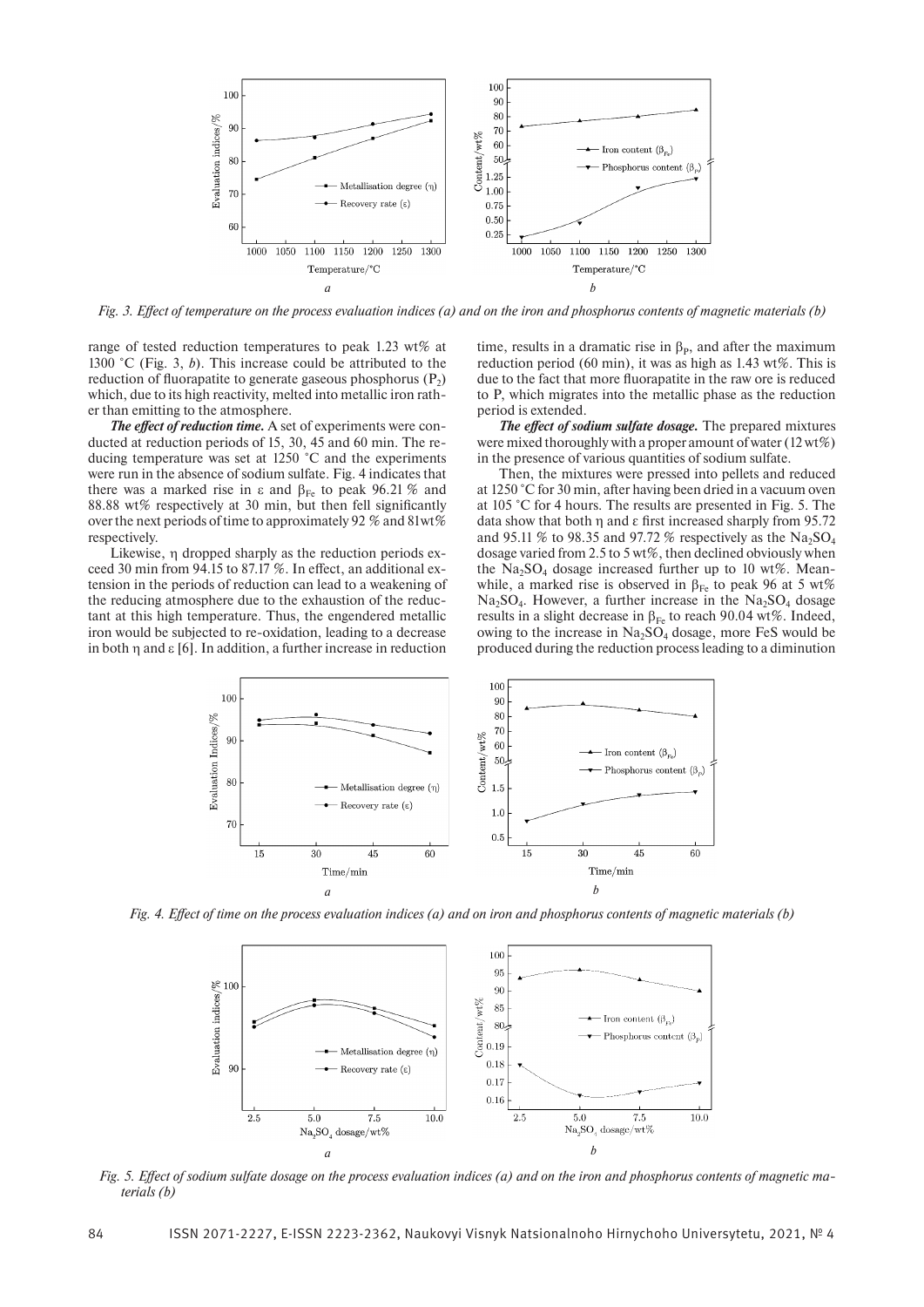Fig. 3. Effect of temperature on the process evaluation indices (a) and on the iron and phosphorus contents of magnetic materials (b)

range of tested reduction temperatures to peak 1.23 wt% at 1300 °C (Fig. 3, *b*). This increase could be attributed to the reduction of fluorapatite to generate gaseous phosphorus ($P_2$) which, due to its high reactivity, melted into metallic iron rather than emitting to the atmosphere.

***The effect of reduction time.*** A set of experiments were conducted at reduction periods of 15, 30, 45 and 60 min. The reducing temperature was set at 1250 °C and the experiments were run in the absence of sodium sulfate. Fig. 4 indicates that there was a marked rise in $\varepsilon$ and $\beta_{Fe}$ to peak 96.21 % and 88.88 wt% respectively at 30 min, but then fell significantly over the next periods of time to approximately 92 % and 81wt% respectively.

Likewise, $\eta$ dropped sharply as the reduction periods exceed 30 min from 94.15 to 87.17 %. In effect, an additional extension in the periods of reduction can lead to a weakening of the reducing atmosphere due to the exhaustion of the reductant at this high temperature. Thus, the engendered metallic iron would be subjected to re-oxidation, leading to a decrease in both $\eta$ and $\varepsilon$ [6]. In addition, a further increase in reduction time, results in a dramatic rise in $\beta_P$, and after the maximum reduction period (60 min), it was as high as 1.43 wt%. This is due to the fact that more fluorapatite in the raw ore is reduced to P, which migrates into the metallic phase as the reduction period is extended.

***The effect of sodium sulfate dosage.*** The prepared mixtures were mixed thoroughly with a proper amount of water (12 wt%) in the presence of various quantities of sodium sulfate.

Then, the mixtures were pressed into pellets and reduced at 1250 °C for 30 min, after having been dried in a vacuum oven at 105 °C for 4 hours. The results are presented in Fig. 5. The data show that both $\eta$ and $\varepsilon$ first increased sharply from 95.72 and 95.11 % to 98.35 and 97.72 % respectively as the $Na_2SO_4$ dosage varied from 2.5 to 5 wt%, then declined obviously when the $Na_2SO_4$ dosage increased further up to 10 wt%. Meanwhile, a marked rise is observed in $\beta_{Fe}$ to peak 96 at 5 wt% $Na_2SO_4$. However, a further increase in the $Na_2SO_4$ dosage results in a slight decrease in $\beta_{Fe}$ to reach 90.04 wt%. Indeed, owing to the increase in $Na_2SO_4$ dosage, more FeS would be produced during the reduction process leading to a diminution

Fig. 4. Effect of time on the process evaluation indices (a) and on iron and phosphorus contents of magnetic materials (b)

Fig. 5. Effect of sodium sulfate dosage on the process evaluation indices (a) and on the iron and phosphorus contents of magnetic materials (b)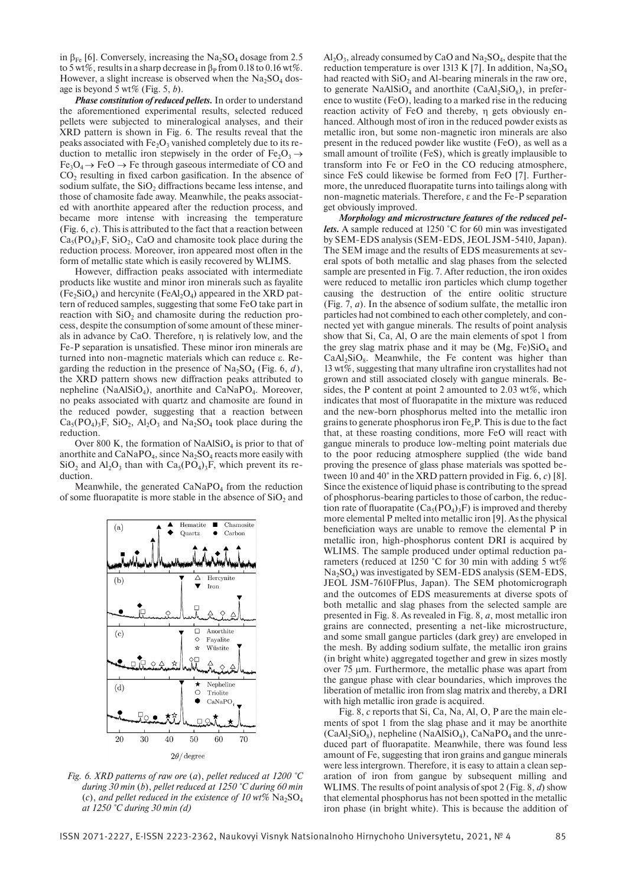in $\beta_{Fe}$ [6]. Conversely, increasing the $Na_2SO_4$ dosage from 2.5 to 5 wt%, results in a sharp decrease in $\beta_P$ from 0.18 to 0.16 wt%. However, a slight increase is observed when the $Na_2SO_4$ dosage is beyond 5 wt% (Fig. 5, *b*).

***Phase constitution of reduced pellets.*** In order to understand the aforementioned experimental results, selected reduced pellets were subjected to mineralogical analyses, and their XRD pattern is shown in Fig. 6. The results reveal that the peaks associated with $Fe_2O_3$ vanished completely due to its reduction to metallic iron stepwisely in the order of $Fe_2O_3 \rightarrow Fe_3O_4 \rightarrow FeO \rightarrow Fe$ through gaseous intermediate of CO and $CO_2$ resulting in fixed carbon gasification. In the absence of sodium sulfate, the $SiO_2$ diffractions became less intense, and those of chamosite fade away. Meanwhile, the peaks associated with anorthite appeared after the reduction process, and became more intense with increasing the temperature (Fig. 6, *c*). This is attributed to the fact that a reaction between $Ca_5(PO_4)_3F$, $SiO_2$, CaO and chamosite took place during the reduction process. Moreover, iron appeared most often in the form of metallic state which is easily recovered by WLIMS.

However, diffraction peaks associated with intermediate products like wustite and minor iron minerals such as fayalite ($Fe_2SiO_4$) and hercynite ($FeAl_2O_4$) appeared in the XRD pattern of reduced samples, suggesting that some FeO take part in reaction with $SiO_2$ and chamosite during the reduction process, despite the consumption of some amount of these minerals in advance by CaO. Therefore, η is relatively low, and the Fe-P separation is unsatisfied. These minor iron minerals are turned into non-magnetic materials which can reduce ε. Regarding the reduction in the presence of $Na_2SO_4$ (Fig. 6, *d*), the XRD pattern shows new diffraction peaks attributed to nepheline ($NaAlSiO_4$), anorthite and $CaNaPO_4$. Moreover, no peaks associated with quartz and chamosite are found in the reduced powder, suggesting that a reaction between $Ca_5(PO_4)_3F$, $SiO_2$, $Al_2O_3$ and $Na_2SO_4$ took place during the reduction.

Over 800 K, the formation of $NaAlSiO_4$ is prior to that of anorthite and $CaNaPO_4$, since $Na_2SO_4$ reacts more easily with $SiO_2$ and $Al_2O_3$ than with $Ca_5(PO_4)_3F$, which prevent its reduction.

Meanwhile, the generated $CaNaPO_4$ from the reduction of some fluorapatite is more stable in the absence of $SiO_2$ and $Al_2O_3$, already consumed by CaO and $Na_2SO_4$, despite that the reduction temperature is over 1313 K [7]. In addition, $Na_2SO_4$ had reacted with $SiO_2$ and Al-bearing minerals in the raw ore, to generate $NaAlSiO_4$ and anorthite ($CaAl_2SiO_8$), in preference to wustite (FeO), leading to a marked rise in the reducing reaction activity of FeO and thereby, η gets obviously enhanced. Although most of iron in the reduced powder exists as metallic iron, but some non-magnetic iron minerals are also present in the reduced powder like wustite (FeO), as well as a small amount of troïlite (FeS), which is greatly implausible to transform into Fe or FeO in the CO reducing atmosphere, since FeS could likewise be formed from FeO [7]. Furthermore, the unreduced fluorapatite turns into tailings along with non-magnetic materials. Therefore, ε and the Fe-P separation get obviously improved.

Fig. 6. XRD patterns of raw ore (*a*), pellet reduced at 1200 °C during 30 min (*b*), pellet reduced at 1250 °C during 60 min (*c*), and pellet reduced in the existence of 10 wt% $Na_2SO_4$ at 1250 °C during 30 min (*d*)

***Morphology and microstructure features of the reduced pellets.*** A sample reduced at 1250 °C for 60 min was investigated by SEM-EDS analysis (SEM-EDS, JEOL JSM-5410, Japan). The SEM image and the results of EDS measurements at several spots of both metallic and slag phases from the selected sample are presented in Fig. 7. After reduction, the iron oxides were reduced to metallic iron particles which clump together causing the destruction of the entire oolitic structure (Fig. 7, *a*). In the absence of sodium sulfate, the metallic iron particles had not combined to each other completely, and connected yet with gangue minerals. The results of point analysis show that Si, Ca, Al, O are the main elements of spot 1 from the grey slag matrix phase and it may be $(Mg, Fe)SiO_4$ and $CaAl_2SiO_8$. Meanwhile, the Fe content was higher than 13 wt%, suggesting that many ultrafine iron crystallites had not grown and still associated closely with gangue minerals. Besides, the P content at point 2 amounted to 2.03 wt%, which indicates that most of fluorapatite in the mixture was reduced and the new-born phosphorus melted into the metallic iron grains to generate phosphorus iron $Fe_xP$. This is due to the fact that, at these roasting conditions, more FeO will react with gangue minerals to produce low-melting point materials due to the poor reducing atmosphere supplied (the wide band proving the presence of glass phase materials was spotted between 10 and 40° in the XRD pattern provided in Fig. 6, *c*) [8]. Since the existence of liquid phase is contributing to the spread of phosphorus-bearing particles to those of carbon, the reduction rate of fluorapatite ($Ca_5(PO_4)_3F$) is improved and thereby more elemental P melted into metallic iron [9]. As the physical beneficiation ways are unable to remove the elemental P in metallic iron, high-phosphorus content DRI is acquired by WLIMS. The sample produced under optimal reduction parameters (reduced at 1250 °C for 30 min with adding 5 wt% $Na_2SO_4$) was investigated by SEM-EDS analysis (SEM-EDS, JEOL JSM-7610FPlus, Japan). The SEM photomicrograph and the outcomes of EDS measurements at diverse spots of both metallic and slag phases from the selected sample are presented in Fig. 8. As revealed in Fig. 8, *a*, most metallic iron grains are connected, presenting a net-like microstructure, and some small gangue particles (dark grey) are enveloped in the mesh. By adding sodium sulfate, the metallic iron grains (in bright white) aggregated together and grew in sizes mostly over 75 μm. Furthermore, the metallic phase was apart from the gangue phase with clear boundaries, which improves the liberation of metallic iron from slag matrix and thereby, a DRI with high metallic iron grade is acquired.

Fig. 8, *c* reports that Si, Ca, Na, Al, O, P are the main elements of spot 1 from the slag phase and it may be anorthite ($CaAl_2SiO_8$), nepheline ($NaAlSiO_4$), $CaNaPO_4$ and the unreduced part of fluorapatite. Meanwhile, there was found less amount of Fe, suggesting that iron grains and gangue minerals were less intergrown. Therefore, it is easy to attain a clean separation of iron from gangue by subsequent milling and WLIMS. The results of point analysis of spot 2 (Fig. 8, *d*) show that elemental phosphorus has not been spotted in the metallic iron phase (in bright white). This is because the addition of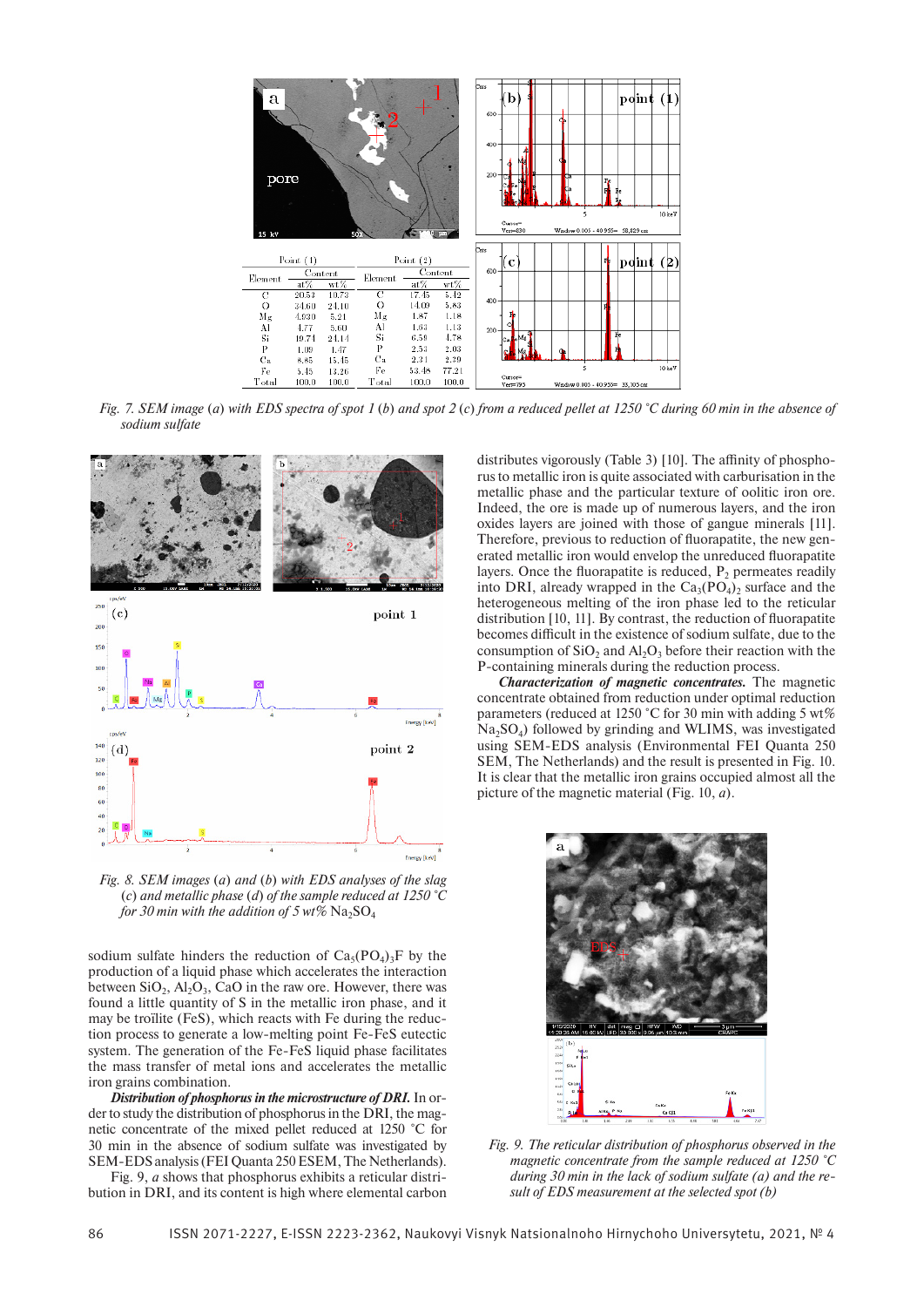| Point (1) | | | Point (2) | | |
|---|---|---|---|---|---|
| Element | Content | | Element | Content | |
| | at% | wt% | | at% | wt% |
| C | 20.53 | 10.73 | C | 17.45 | 5.42 |
| O | 34.60 | 24.10 | O | 14.09 | 5.83 |
| Mg | 4.930 | 5.21 | Mg | 1.87 | 1.18 |
| Al | 4.77 | 5.60 | Al | 1.63 | 1.13 |
| Si | 19.74 | 24.14 | Si | 6.59 | 4.78 |
| P | 1.09 | 1.47 | P | 2.53 | 2.03 |
| Ca | 8.85 | 15.45 | Ca | 2.31 | 2.29 |
| Fe | 5.45 | 13.26 | Fe | 53.48 | 77.21 |
| Total | 100.0 | 100.0 | Total | 100.0 | 100.0 |

*Fig. 7. SEM image (a) with EDS spectra of spot 1 (b) and spot 2 (c) from a reduced pellet at 1250 °C during 60 min in the absence of sodium sulfate*

*Fig. 8. SEM images (a) and (b) with EDS analyses of the slag (c) and metallic phase (d) of the sample reduced at 1250 °C for 30 min with the addition of 5 wt%* $Na_2SO_4$

sodium sulfate hinders the reduction of $Ca_5(PO_4)_3F$ by the production of a liquid phase which accelerates the interaction between $SiO_2$, $Al_2O_3$, CaO in the raw ore. However, there was found a little quantity of S in the metallic iron phase, and it may be troïlite (FeS), which reacts with Fe during the reduction process to generate a low-melting point Fe-FeS eutectic system. The generation of the Fe-FeS liquid phase facilitates the mass transfer of metal ions and accelerates the metallic iron grains combination.

***Distribution of phosphorus in the microstructure of DRI.*** In order to study the distribution of phosphorus in the DRI, the magnetic concentrate of the mixed pellet reduced at 1250 °C for 30 min in the absence of sodium sulfate was investigated by SEM-EDS analysis (FEI Quanta 250 ESEM, The Netherlands).

Fig. 9, *a* shows that phosphorus exhibits a reticular distribution in DRI, and its content is high where elemental carbon distributes vigorously (Table 3) [10]. The affinity of phosphorus to metallic iron is quite associated with carburisation in the metallic phase and the particular texture of oolitic iron ore. Indeed, the ore is made up of numerous layers, and the iron oxides layers are joined with those of gangue minerals [11]. Therefore, previous to reduction of fluorapatite, the new generated metallic iron would envelop the unreduced fluorapatite layers. Once the fluorapatite is reduced, $P_2$ permeates readily into DRI, already wrapped in the $Ca_3(PO_4)_2$ surface and the heterogeneous melting of the iron phase led to the reticular distribution [10, 11]. By contrast, the reduction of fluorapatite becomes difficult in the existence of sodium sulfate, due to the consumption of $SiO_2$ and $Al_2O_3$ before their reaction with the P-containing minerals during the reduction process.

***Characterization of magnetic concentrates.*** The magnetic concentrate obtained from reduction under optimal reduction parameters (reduced at 1250 °C for 30 min with adding 5 wt% $Na_2SO_4$) followed by grinding and WLIMS, was investigated using SEM-EDS analysis (Environmental FEI Quanta 250 SEM, The Netherlands) and the result is presented in Fig. 10. It is clear that the metallic iron grains occupied almost all the picture of the magnetic material (Fig. 10, *a*).

*Fig. 9. The reticular distribution of phosphorus observed in the magnetic concentrate from the sample reduced at 1250 °C during 30 min in the lack of sodium sulfate (a) and the result of EDS measurement at the selected spot (b)*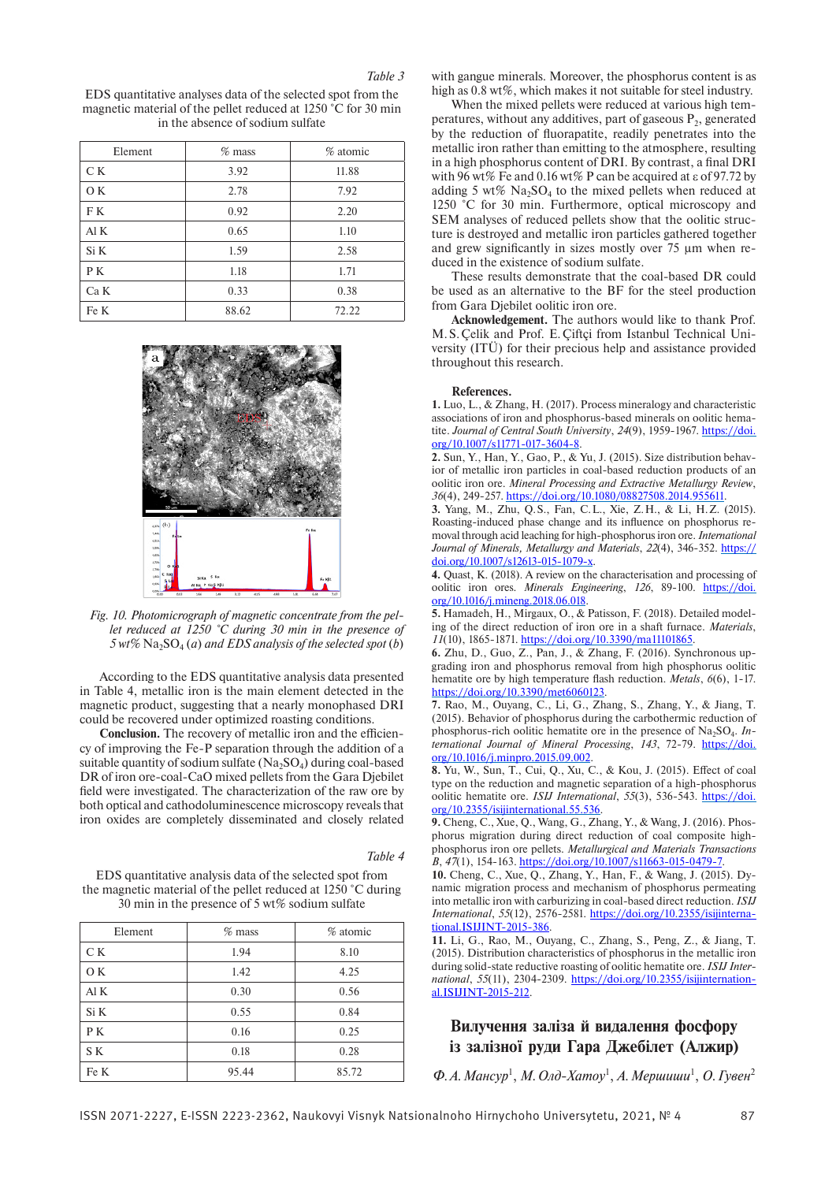*Table 3*

EDS quantitative analyses data of the selected spot from the magnetic material of the pellet reduced at 1250 °C for 30 min in the absence of sodium sulfate

| Element | % mass | % atomic |
|---|---|---|
| C K | 3.92 | 11.88 |
| O K | 2.78 | 7.92 |
| F K | 0.92 | 2.20 |
| Al K | 0.65 | 1.10 |
| Si K | 1.59 | 2.58 |
| P K | 1.18 | 1.71 |
| Ca K | 0.33 | 0.38 |
| Fe K | 88.62 | 72.22 |

*Fig. 10. Photomicrograph of magnetic concentrate from the pellet reduced at 1250 °C during 30 min in the presence of 5 wt%* $Na_2SO_4$ *(a) and EDS analysis of the selected spot (b)*

According to the EDS quantitative analysis data presented in Table 4, metallic iron is the main element detected in the magnetic product, suggesting that a nearly monophased DRI could be recovered under optimized roasting conditions.

**Conclusion.** The recovery of metallic iron and the efficiency of improving the Fe-P separation through the addition of a suitable quantity of sodium sulfate ($Na_2SO_4$) during coal-based DR of iron ore-coal-CaO mixed pellets from the Gara Djebilet field were investigated. The characterization of the raw ore by both optical and cathodoluminescence microscopy reveals that iron oxides are completely disseminated and closely related with gangue minerals. Moreover, the phosphorus content is as high as 0.8 wt%, which makes it not suitable for steel industry.

When the mixed pellets were reduced at various high temperatures, without any additives, part of gaseous $P_2$, generated by the reduction of fluorapatite, readily penetrates into the metallic iron rather than emitting to the atmosphere, resulting in a high phosphorus content of DRI. By contrast, a final DRI with 96 wt% Fe and 0.16 wt% P can be acquired at ε of 97.72 by adding 5 wt% $Na_2SO_4$ to the mixed pellets when reduced at 1250 °C for 30 min. Furthermore, optical microscopy and SEM analyses of reduced pellets show that the oolitic structure is destroyed and metallic iron particles gathered together and grew significantly in sizes mostly over 75 µm when reduced in the existence of sodium sulfate.

These results demonstrate that the coal-based DR could be used as an alternative to the BF for the steel production from Gara Djebilet oolitic iron ore.

*Table 4*

EDS quantitative analysis data of the selected spot from the magnetic material of the pellet reduced at 1250 °C during 30 min in the presence of 5 wt% sodium sulfate

| Element | % mass | % atomic |
|---|---|---|
| C K | 1.94 | 8.10 |
| O K | 1.42 | 4.25 |
| Al K | 0.30 | 0.56 |
| Si K | 0.55 | 0.84 |
| P K | 0.16 | 0.25 |
| S K | 0.18 | 0.28 |
| Fe K | 95.44 | 85.72 |

**Acknowledgement.** The authors would like to thank Prof. M. S. Çelik and Prof. E. Çiftçi from Istanbul Technical University (ITÜ) for their precious help and assistance provided throughout this research.

**References.**

**1.** Luo, L., & Zhang, H. (2017). Process mineralogy and characteristic associations of iron and phosphorus-based minerals on oolitic hematite. *Journal of Central South University*, *24*(9), 1959-1967. https://doi.org/10.1007/s11771-017-3604-8.

**2.** Sun, Y., Han, Y., Gao, P., & Yu, J. (2015). Size distribution behavior of metallic iron particles in coal-based reduction products of an oolitic iron ore. *Mineral Processing and Extractive Metallurgy Review*, *36*(4), 249-257. https://doi.org/10.1080/08827508.2014.955611.

**3.** Yang, M., Zhu, Q. S., Fan, C. L., Xie, Z. H., & Li, H. Z. (2015). Roasting-induced phase change and its influence on phosphorus removal through acid leaching for high-phosphorus iron ore. *International Journal of Minerals, Metallurgy and Materials*, *22*(4), 346-352. https://doi.org/10.1007/s12613-015-1079-x.

**4.** Quast, K. (2018). A review on the characterisation and processing of oolitic iron ores. *Minerals Engineering*, *126*, 89-100. https://doi.org/10.1016/j.mineng.2018.06.018.

**5.** Hamadeh, H., Mirgaux, O., & Patisson, F. (2018). Detailed modeling of the direct reduction of iron ore in a shaft furnace. *Materials*, *11*(10), 1865-1871. https://doi.org/10.3390/ma11101865.

**6.** Zhu, D., Guo, Z., Pan, J., & Zhang, F. (2016). Synchronous upgrading iron and phosphorus removal from high phosphorus oolitic hematite ore by high temperature flash reduction. *Metals*, *6*(6), 1-17. https://doi.org/10.3390/met6060123.

**7.** Rao, M., Ouyang, C., Li, G., Zhang, S., Zhang, Y., & Jiang, T. (2015). Behavior of phosphorus during the carbothermic reduction of phosphorus-rich oolitic hematite ore in the presence of $Na_2SO_4$. *International Journal of Mineral Processing*, *143*, 72-79. https://doi.org/10.1016/j.minpro.2015.09.002.

**8.** Yu, W., Sun, T., Cui, Q., Xu, C., & Kou, J. (2015). Effect of coal type on the reduction and magnetic separation of a high-phosphorus oolitic hematite ore. *ISIJ International*, *55*(3), 536-543. https://doi.org/10.2355/isijinternational.55.536.

**9.** Cheng, C., Xue, Q., Wang, G., Zhang, Y., & Wang, J. (2016). Phosphorus migration during direct reduction of coal composite high-phosphorus iron ore pellets. *Metallurgical and Materials Transactions B*, *47*(1), 154-163. https://doi.org/10.1007/s11663-015-0479-7.

**10.** Cheng, C., Xue, Q., Zhang, Y., Han, F., & Wang, J. (2015). Dynamic migration process and mechanism of phosphorus permeating into metallic iron with carburizing in coal-based direct reduction. *ISIJ International*, *55*(12), 2576-2581. https://doi.org/10.2355/isijinternational.ISIJINT-2015-386.

**11.** Li, G., Rao, M., Ouyang, C., Zhang, S., Peng, Z., & Jiang, T. (2015). Distribution characteristics of phosphorus in the metallic iron during solid-state reductive roasting of oolitic hematite ore. *ISIJ International*, *55*(11), 2304-2309. https://doi.org/10.2355/isijinternational.ISIJINT-2015-212.

## Вилучення заліза й видалення фосфору із залізної руди Гара Джебілет (Алжир)

*Ф. А. Мансур*[1], *М. Олд-Хатоу*[1], *А. Мершиши*[1], *О. Гувен*[2]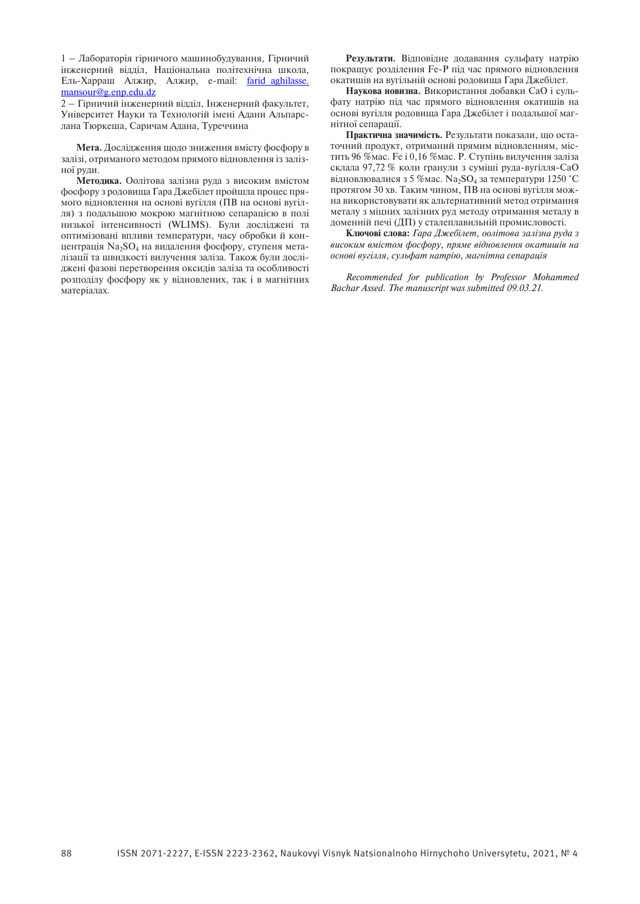1 – Лабораторія гірничого машинобудування, Гірничий інженерний відділ, Національна політехнічна школа, Ель-Харраш Алжир, Алжир, e-mail: farid_aghilasse.mansour@g.enp.edu.dz

2 – Гірничий інженерний відділ, Інженерний факультет, Університет Науки та Технологій імені Адани Альпарслана Тюркеша, Саричам Адана, Туреччина

**Мета.** Дослідження щодо зниження вмісту фосфору в залізі, отриманого методом прямого відновлення із залізної руди.

**Методика.** Оолітова залізна руда з високим вмістом фосфору з родовища Гара Джебілет пройшла процес прямого відновлення на основі вугілля (ПВ на основі вугілля) з подальшою мокрою магнітною сепарацією в полі низької інтенсивності (WLIMS). Були досліджені та оптимізовані впливи температури, часу обробки й концентрація $Na_2SO_4$ на видалення фосфору, ступеня металізації та швидкості вилучення заліза. Також були досліджені фазові перетворення оксидів заліза та особливості розподілу фосфору як у відновлених, так і в магнітних матеріалах.

**Результати.** Відповідне додавання сульфату натрію покращує розділення Fe-P під час прямого відновлення окатишів на вугільній основі родовища Гара Джебілет.

**Наукова новизна.** Використання добавки CaO і сульфату натрію під час прямого відновлення окатишів на основі вугілля родовища Гара Джебілет і подальшої магнітної сепарації.

**Практична значимість.** Результати показали, що остаточний продукт, отриманий прямим відновленням, містить 96 %мас. Fe і 0,16 %мас. P. Ступінь вилучення заліза склала 97,72 % коли гранули з суміші руда-вугілля-CaO відновлювалися з 5 %мас. $Na_2SO_4$ за температури 1250 °C протягом 30 хв. Таким чином, ПВ на основі вугілля можна використовувати як альтернативний метод отримання металу з міцних залізних руд методу отримання металу в доменній печі (ДП) у сталеплавильній промисловості.

**Ключові слова:** *Гара Джебілет, оолітова залізна руда з високим вмістом фосфору, пряме відновлення окатишів на основі вугілля, сульфат натрію, магнітна сепарація*

*Recommended for publication by Professor Mohammed Bachar Assed. The manuscript was submitted 09.03.21.*